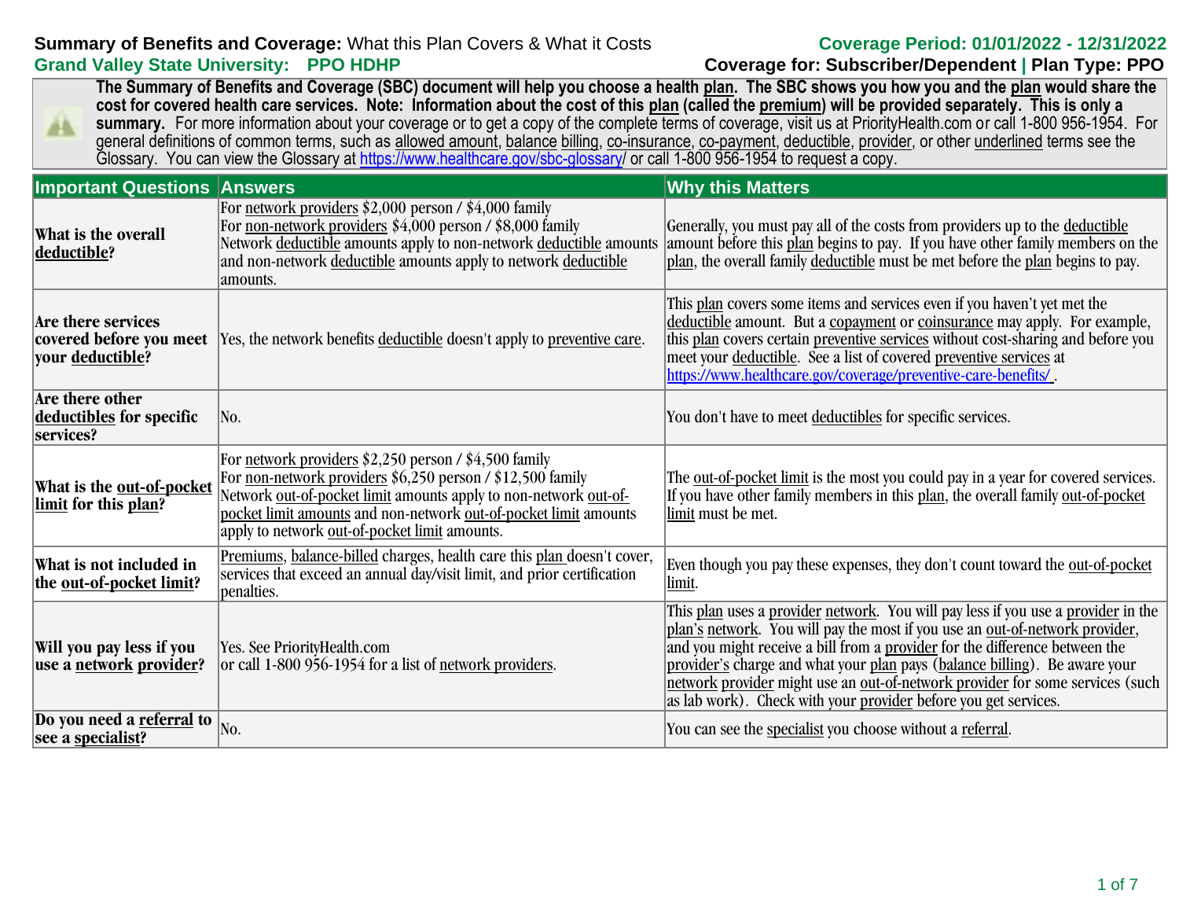**Summary of Benefits and Coverage:** What this Plan Covers & What it Costs

**Grand Valley State University: PPO HDHP**

**Coverage Period: 01/01/2022 - 12/31/2022**

**Coverage for: Subscriber/Dependent | Plan Type: PPO**

**The Summary of Benefits and Coverage (SBC) document will help you choose a health plan. The SBC shows you how you and the plan would share the cost for covered health care services. Note: Information about the cost of this plan (called the premium) will be provided separately. This is only a summary.** For more information about your coverage or to get a copy of the complete terms of coverage, visit us at PriorityHealth.com or call 1-800 956-1954. For general definitions of common terms, such as allowed amount, balance billing, co-insurance, co-payment, deductible, provider, or other underlined terms see the Glossary. You can view the Glossary at https://www.healthcare.gov/sbc-glossary/ or call 1-800 956-1954 to request a copy.

| Important Questions | Answers | Why this Matters |
|---|---|---|
| **What is the overall deductible?** | For network providers $2,000 person / $4,000 family<br>For non-network providers $4,000 person / $8,000 family<br>Network deductible amounts apply to non-network deductible amounts and non-network deductible amounts apply to network deductible amounts. | Generally, you must pay all of the costs from providers up to the deductible amount before this plan begins to pay. If you have other family members on the plan, the overall family deductible must be met before the plan begins to pay. |
| **Are there services covered before you meet your deductible?** | Yes, the network benefits deductible doesn't apply to preventive care. | This plan covers some items and services even if you haven't yet met the deductible amount. But a copayment or coinsurance may apply. For example, this plan covers certain preventive services without cost-sharing and before you meet your deductible. See a list of covered preventive services at https://www.healthcare.gov/coverage/preventive-care-benefits/ . |
| **Are there other deductibles for specific services?** | No. | You don't have to meet deductibles for specific services. |
| **What is the out-of-pocket limit for this plan?** | For network providers $2,250 person / $4,500 family<br>For non-network providers $6,250 person / $12,500 family<br>Network out-of-pocket limit amounts apply to non-network out-of-pocket limit amounts and non-network out-of-pocket limit amounts apply to network out-of-pocket limit amounts. | The out-of-pocket limit is the most you could pay in a year for covered services. If you have other family members in this plan, the overall family out-of-pocket limit must be met. |
| **What is not included in the out-of-pocket limit?** | Premiums, balance-billed charges, health care this plan doesn't cover, services that exceed an annual day/visit limit, and prior certification penalties. | Even though you pay these expenses, they don't count toward the out-of-pocket limit. |
| **Will you pay less if you use a network provider?** | Yes. See PriorityHealth.com<br>or call 1-800 956-1954 for a list of network providers. | This plan uses a provider network. You will pay less if you use a provider in the plan's network. You will pay the most if you use an out-of-network provider, and you might receive a bill from a provider for the difference between the provider's charge and what your plan pays (balance billing). Be aware your network provider might use an out-of-network provider for some services (such as lab work). Check with your provider before you get services. |
| **Do you need a referral to see a specialist?** | No. | You can see the specialist you choose without a referral. |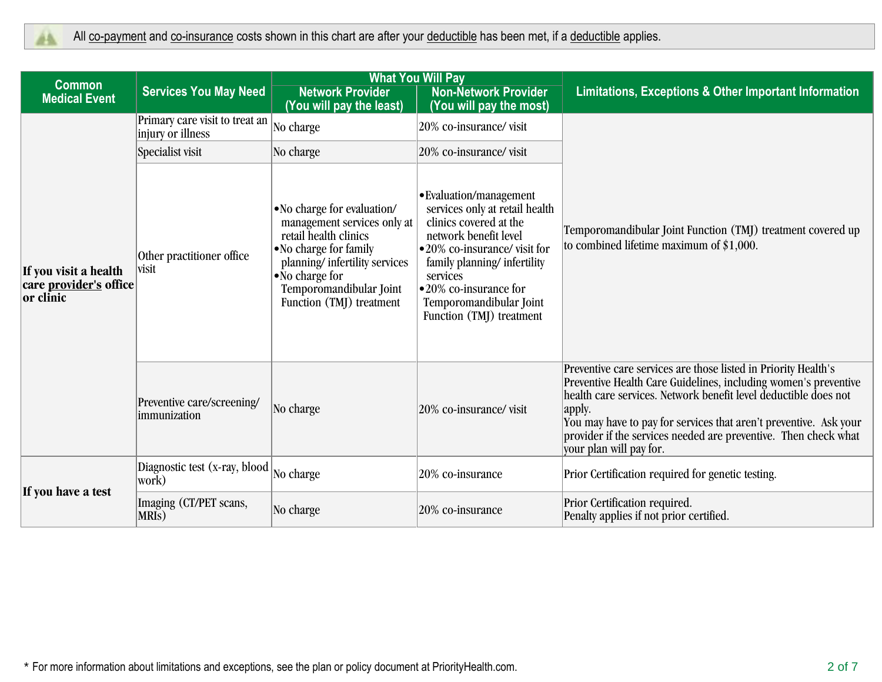All co-payment and co-insurance costs shown in this chart are after your deductible has been met, if a deductible applies.

| Common Medical Event | Services You May Need | What You Will Pay | | Limitations, Exceptions & Other Important Information |
|---|---|---|---|---|
| | | Network Provider (You will pay the least) | Non-Network Provider (You will pay the most) | |
| **If you visit a health care provider's office or clinic** | Primary care visit to treat an injury or illness | No charge | 20% co-insurance/ visit | Temporomandibular Joint Function (TMJ) treatment covered up to combined lifetime maximum of $1,000. |
| | Specialist visit | No charge | 20% co-insurance/ visit | |
| | Other practitioner office visit | •No charge for evaluation/ management services only at retail health clinics<br>•No charge for family planning/ infertility services<br>•No charge for Temporomandibular Joint Function (TMJ) treatment | •Evaluation/management services only at retail health clinics covered at the network benefit level<br>•20% co-insurance/ visit for family planning/ infertility services<br>•20% co-insurance for Temporomandibular Joint Function (TMJ) treatment | |
| | Preventive care/screening/ immunization | No charge | 20% co-insurance/ visit | Preventive care services are those listed in Priority Health's Preventive Health Care Guidelines, including women's preventive health care services. Network benefit level deductible does not apply.<br>You may have to pay for services that aren't preventive. Ask your provider if the services needed are preventive. Then check what your plan will pay for. |
| **If you have a test** | Diagnostic test (x-ray, blood work) | No charge | 20% co-insurance | Prior Certification required for genetic testing. |
| | Imaging (CT/PET scans, MRIs) | No charge | 20% co-insurance | Prior Certification required.<br>Penalty applies if not prior certified. |

* For more information about limitations and exceptions, see the plan or policy document at PriorityHealth.com.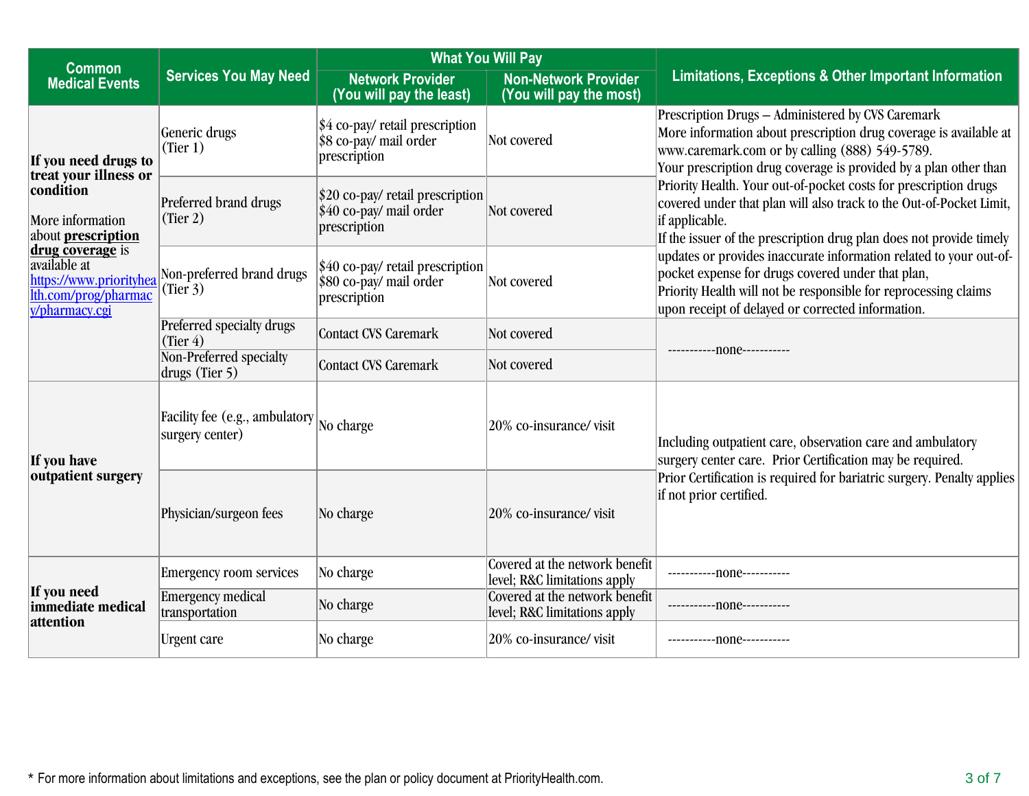| Common Medical Events | Services You May Need | What You Will Pay | | Limitations, Exceptions & Other Important Information |
|---|---|---|---|---|
| | | Network Provider (You will pay the least) | Non-Network Provider (You will pay the most) | |
| **If you need drugs to treat your illness or condition**<br><br>More information about **prescription drug coverage** is available at https://www.priorityhealth.com/prog/pharmacy/pharmacy.cgi | Generic drugs (Tier 1) | $4 co-pay/ retail prescription<br>$8 co-pay/ mail order prescription | Not covered | Prescription Drugs – Administered by CVS Caremark<br>More information about prescription drug coverage is available at www.caremark.com or by calling (888) 549-5789.<br>Your prescription drug coverage is provided by a plan other than Priority Health. Your out-of-pocket costs for prescription drugs covered under that plan will also track to the Out-of-Pocket Limit, if applicable.<br>If the issuer of the prescription drug plan does not provide timely updates or provides inaccurate information related to your out-of-pocket expense for drugs covered under that plan,<br>Priority Health will not be responsible for reprocessing claims upon receipt of delayed or corrected information. |
| | Preferred brand drugs (Tier 2) | $20 co-pay/ retail prescription<br>$40 co-pay/ mail order prescription | Not covered | |
| | Non-preferred brand drugs (Tier 3) | $40 co-pay/ retail prescription<br>$80 co-pay/ mail order prescription | Not covered | |
| | Preferred specialty drugs (Tier 4) | Contact CVS Caremark | Not covered | -----------none---------- |
| | Non-Preferred specialty drugs (Tier 5) | Contact CVS Caremark | Not covered | |
| **If you have outpatient surgery** | Facility fee (e.g., ambulatory surgery center) | No charge | 20% co-insurance/ visit | Including outpatient care, observation care and ambulatory surgery center care. Prior Certification may be required.<br>Prior Certification is required for bariatric surgery. Penalty applies if not prior certified. |
| | Physician/surgeon fees | No charge | 20% co-insurance/ visit | |
| **If you need immediate medical attention** | Emergency room services | No charge | Covered at the network benefit level; R&C limitations apply | -----------none---------- |
| | Emergency medical transportation | No charge | Covered at the network benefit level; R&C limitations apply | -----------none---------- |
| | Urgent care | No charge | 20% co-insurance/ visit | -----------none---------- |

* For more information about limitations and exceptions, see the plan or policy document at PriorityHealth.com.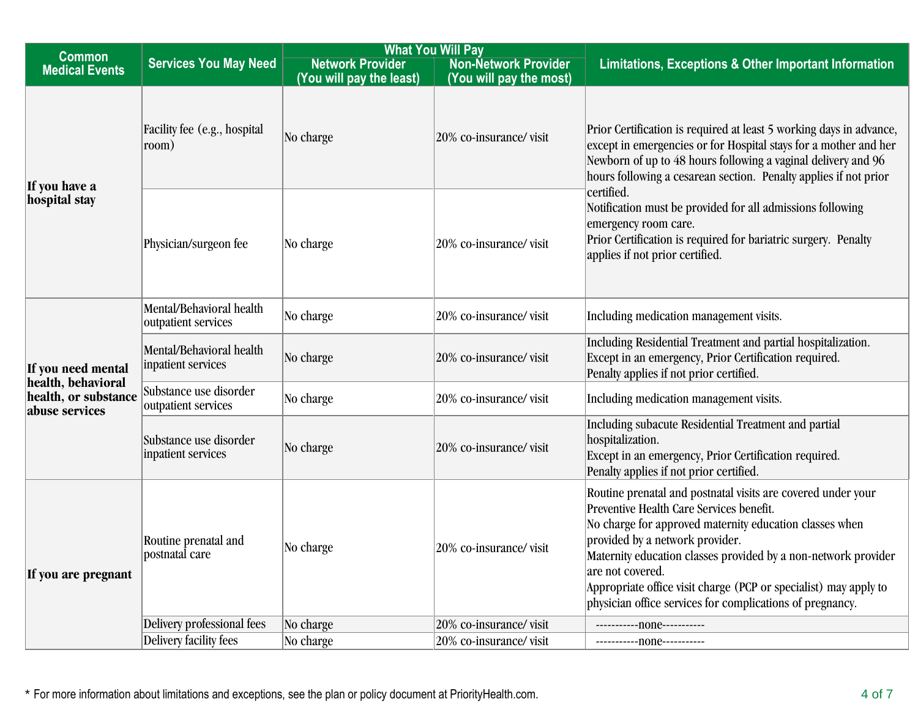| Common Medical Events | Services You May Need | What You Will Pay | | Limitations, Exceptions & Other Important Information |
|---|---|---|---|---|
| | | Network Provider (You will pay the least) | Non-Network Provider (You will pay the most) | |
| If you have a hospital stay | Facility fee (e.g., hospital room) | No charge | 20% co-insurance/ visit | Prior Certification is required at least 5 working days in advance, except in emergencies or for Hospital stays for a mother and her Newborn of up to 48 hours following a vaginal delivery and 96 hours following a cesarean section. Penalty applies if not prior certified.<br>Notification must be provided for all admissions following emergency room care.<br>Prior Certification is required for bariatric surgery. Penalty applies if not prior certified. |
| | Physician/surgeon fee | No charge | 20% co-insurance/ visit | |
| If you need mental health, behavioral health, or substance abuse services | Mental/Behavioral health outpatient services | No charge | 20% co-insurance/ visit | Including medication management visits. |
| | Mental/Behavioral health inpatient services | No charge | 20% co-insurance/ visit | Including Residential Treatment and partial hospitalization.<br>Except in an emergency, Prior Certification required.<br>Penalty applies if not prior certified. |
| | Substance use disorder outpatient services | No charge | 20% co-insurance/ visit | Including medication management visits. |
| | Substance use disorder inpatient services | No charge | 20% co-insurance/ visit | Including subacute Residential Treatment and partial hospitalization.<br>Except in an emergency, Prior Certification required.<br>Penalty applies if not prior certified. |
| If you are pregnant | Routine prenatal and postnatal care | No charge | 20% co-insurance/ visit | Routine prenatal and postnatal visits are covered under your Preventive Health Care Services benefit.<br>No charge for approved maternity education classes when provided by a network provider.<br>Maternity education classes provided by a non-network provider are not covered.<br>Appropriate office visit charge (PCP or specialist) may apply to physician office services for complications of pregnancy. |
| | Delivery professional fees | No charge | 20% co-insurance/ visit | -----------none----------- |
| | Delivery facility fees | No charge | 20% co-insurance/ visit | -----------none----------- |

* For more information about limitations and exceptions, see the plan or policy document at PriorityHealth.com.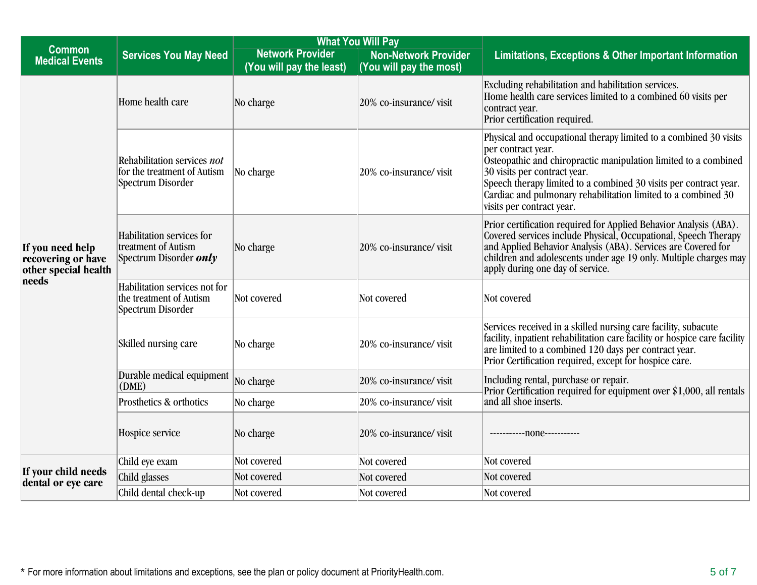| Common Medical Events | Services You May Need | What You Will Pay | | Limitations, Exceptions & Other Important Information |
|---|---|---|---|---|
| | | Network Provider (You will pay the least) | Non-Network Provider (You will pay the most) | |
| **If you need help recovering or have other special health needs** | Home health care | No charge | 20% co-insurance/ visit | Excluding rehabilitation and habilitation services. Home health care services limited to a combined 60 visits per contract year. Prior certification required. |
| | Rehabilitation services *not* for the treatment of Autism Spectrum Disorder | No charge | 20% co-insurance/ visit | Physical and occupational therapy limited to a combined 30 visits per contract year. Osteopathic and chiropractic manipulation limited to a combined 30 visits per contract year. Speech therapy limited to a combined 30 visits per contract year. Cardiac and pulmonary rehabilitation limited to a combined 30 visits per contract year. |
| | Habilitation services for treatment of Autism Spectrum Disorder ***only*** | No charge | 20% co-insurance/ visit | Prior certification required for Applied Behavior Analysis (ABA). Covered services include Physical, Occupational, Speech Therapy and Applied Behavior Analysis (ABA). Services are Covered for children and adolescents under age 19 only. Multiple charges may apply during one day of service. |
| | Habilitation services not for the treatment of Autism Spectrum Disorder | Not covered | Not covered | Not covered |
| | Skilled nursing care | No charge | 20% co-insurance/ visit | Services received in a skilled nursing care facility, subacute facility, inpatient rehabilitation care facility or hospice care facility are limited to a combined 120 days per contract year. Prior Certification required, except for hospice care. |
| | Durable medical equipment (DME) | No charge | 20% co-insurance/ visit | Including rental, purchase or repair. Prior Certification required for equipment over $1,000, all rentals and all shoe inserts. |
| | Prosthetics & orthotics | No charge | 20% co-insurance/ visit | |
| | Hospice service | No charge | 20% co-insurance/ visit | -----------none---------- |
| **If your child needs dental or eye care** | Child eye exam | Not covered | Not covered | Not covered |
| | Child glasses | Not covered | Not covered | Not covered |
| | Child dental check-up | Not covered | Not covered | Not covered |

* For more information about limitations and exceptions, see the plan or policy document at PriorityHealth.com.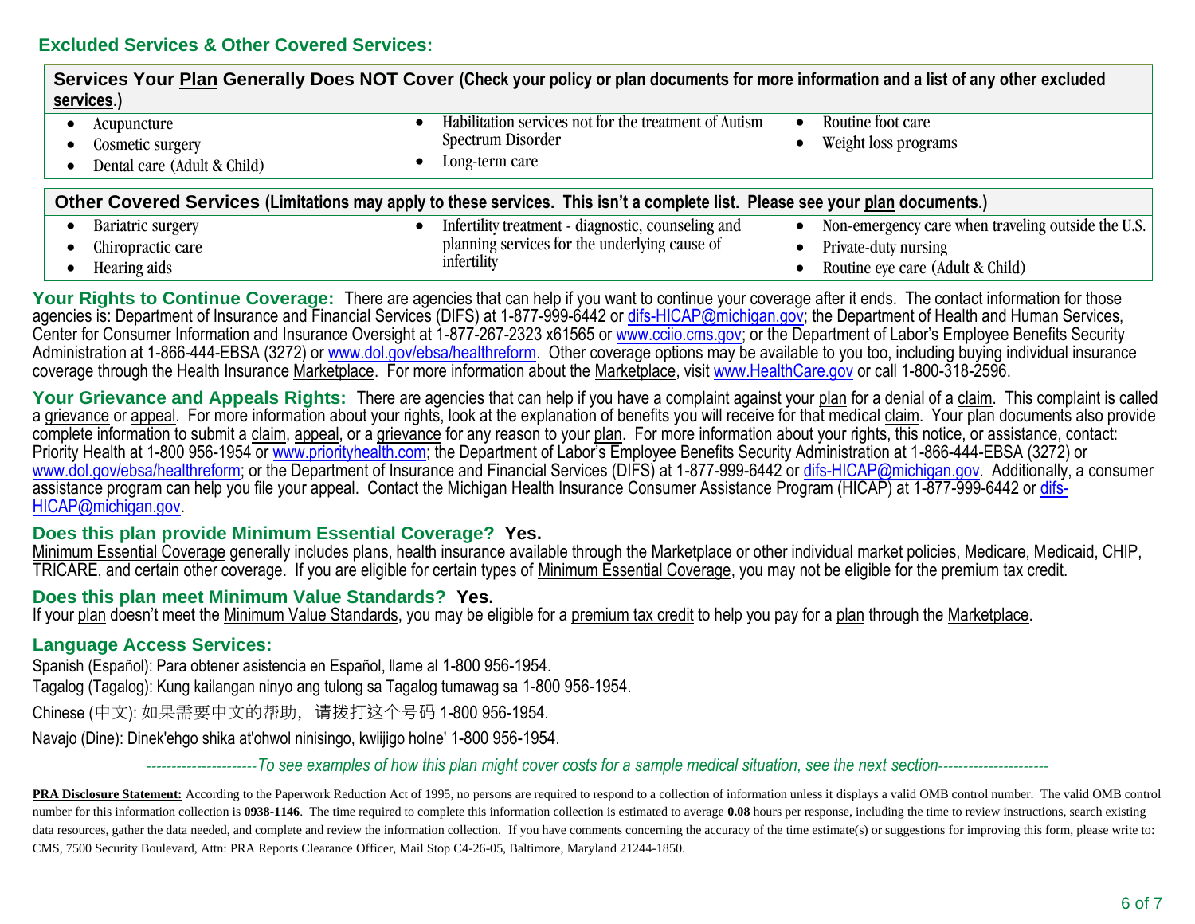## Excluded Services & Other Covered Services:

| **Services Your Plan Generally Does NOT Cover** (Check your policy or plan documents for more information and a list of any other excluded services.) | | |
|---|---|---|
| • Acupuncture<br>• Cosmetic surgery<br>• Dental care (Adult & Child) | • Habilitation services not for the treatment of Autism Spectrum Disorder<br>• Long-term care | • Routine foot care<br>• Weight loss programs |

| **Other Covered Services** (Limitations may apply to these services. This isn't a complete list. Please see your plan documents.) | | |
|---|---|---|
| • Bariatric surgery<br>• Chiropractic care<br>• Hearing aids | • Infertility treatment - diagnostic, counseling and planning services for the underlying cause of infertility | • Non-emergency care when traveling outside the U.S.<br>• Private-duty nursing<br>• Routine eye care (Adult & Child) |

**Your Rights to Continue Coverage:** There are agencies that can help if you want to continue your coverage after it ends. The contact information for those agencies is: Department of Insurance and Financial Services (DIFS) at 1-877-999-6442 or difs-HICAP@michigan.gov; the Department of Health and Human Services, Center for Consumer Information and Insurance Oversight at 1-877-267-2323 x61565 or www.cciio.cms.gov; or the Department of Labor's Employee Benefits Security Administration at 1-866-444-EBSA (3272) or www.dol.gov/ebsa/healthreform. Other coverage options may be available to you too, including buying individual insurance coverage through the Health Insurance Marketplace. For more information about the Marketplace, visit www.HealthCare.gov or call 1-800-318-2596.

**Your Grievance and Appeals Rights:** There are agencies that can help if you have a complaint against your plan for a denial of a claim. This complaint is called a grievance or appeal. For more information about your rights, look at the explanation of benefits you will receive for that medical claim. Your plan documents also provide complete information to submit a claim, appeal, or a grievance for any reason to your plan. For more information about your rights, this notice, or assistance, contact: Priority Health at 1-800 956-1954 or www.priorityhealth.com; the Department of Labor's Employee Benefits Security Administration at 1-866-444-EBSA (3272) or www.dol.gov/ebsa/healthreform; or the Department of Insurance and Financial Services (DIFS) at 1-877-999-6442 or difs-HICAP@michigan.gov. Additionally, a consumer assistance program can help you file your appeal. Contact the Michigan Health Insurance Consumer Assistance Program (HICAP) at 1-877-999-6442 or difs-HICAP@michigan.gov.

### Does this plan provide Minimum Essential Coverage? Yes.

Minimum Essential Coverage generally includes plans, health insurance available through the Marketplace or other individual market policies, Medicare, Medicaid, CHIP, TRICARE, and certain other coverage. If you are eligible for certain types of Minimum Essential Coverage, you may not be eligible for the premium tax credit.

### Does this plan meet Minimum Value Standards? Yes.

If your plan doesn't meet the Minimum Value Standards, you may be eligible for a premium tax credit to help you pay for a plan through the Marketplace.

### Language Access Services:

Spanish (Español): Para obtener asistencia en Español, llame al 1-800 956-1954.

Tagalog (Tagalog): Kung kailangan ninyo ang tulong sa Tagalog tumawag sa 1-800 956-1954.

Chinese (中文): 如果需要中文的帮助，请拨打这个号码 1-800 956-1954.

Navajo (Dine): Dinek'ehgo shika at'ohwol ninisingo, kwiijigo holne' 1-800 956-1954.

*----------------------To see examples of how this plan might cover costs for a sample medical situation, see the next section----------------------*

**PRA Disclosure Statement:** According to the Paperwork Reduction Act of 1995, no persons are required to respond to a collection of information unless it displays a valid OMB control number. The valid OMB control number for this information collection is **0938-1146**. The time required to complete this information collection is estimated to average **0.08** hours per response, including the time to review instructions, search existing data resources, gather the data needed, and complete and review the information collection. If you have comments concerning the accuracy of the time estimate(s) or suggestions for improving this form, please write to: CMS, 7500 Security Boulevard, Attn: PRA Reports Clearance Officer, Mail Stop C4-26-05, Baltimore, Maryland 21244-1850.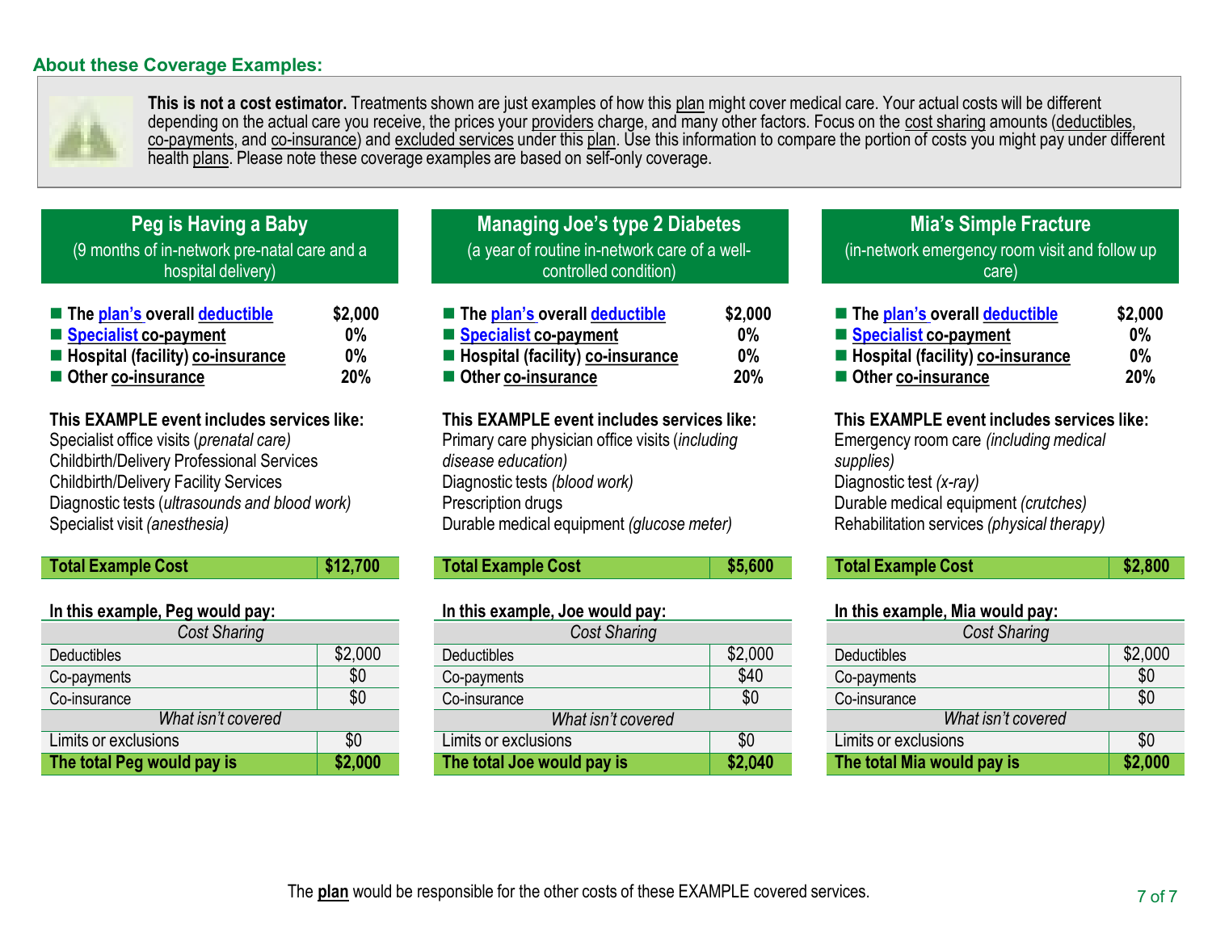## About these Coverage Examples:

**This is not a cost estimator.** Treatments shown are just examples of how this plan might cover medical care. Your actual costs will be different depending on the actual care you receive, the prices your providers charge, and many other factors. Focus on the cost sharing amounts (deductibles, co-payments, and co-insurance) and excluded services under this plan. Use this information to compare the portion of costs you might pay under different health plans. Please note these coverage examples are based on self-only coverage.

### Peg is Having a Baby

(9 months of in-network pre-natal care and a hospital delivery)

| | |
|---|---|
| **The plan's overall deductible** | **$2,000** |
| **Specialist co-payment** | **0%** |
| **Hospital (facility) co-insurance** | **0%** |
| **Other co-insurance** | **20%** |

**This EXAMPLE event includes services like:**
Specialist office visits (*prenatal care)*
Childbirth/Delivery Professional Services
Childbirth/Delivery Facility Services
Diagnostic tests (*ultrasounds and blood work)*
Specialist visit *(anesthesia)*

| **Total Example Cost** | **$12,700** |
|---|---|

**In this example, Peg would pay:**

| | |
|---|---|
| *Cost Sharing* | |
| Deductibles | $2,000 |
| Co-payments | $0 |
| Co-insurance | $0 |
| *What isn't covered* | |
| Limits or exclusions | $0 |
| **The total Peg would pay is** | **$2,000** |

### Managing Joe's type 2 Diabetes

(a year of routine in-network care of a well-controlled condition)

| | |
|---|---|
| **The plan's overall deductible** | **$2,000** |
| **Specialist co-payment** | **0%** |
| **Hospital (facility) co-insurance** | **0%** |
| **Other co-insurance** | **20%** |

**This EXAMPLE event includes services like:**
Primary care physician office visits (*including disease education)*
Diagnostic tests *(blood work)*
Prescription drugs
Durable medical equipment *(glucose meter)*

| **Total Example Cost** | **$5,600** |
|---|---|

**In this example, Joe would pay:**

| | |
|---|---|
| *Cost Sharing* | |
| Deductibles | $2,000 |
| Co-payments | $40 |
| Co-insurance | $0 |
| *What isn't covered* | |
| Limits or exclusions | $0 |
| **The total Joe would pay is** | **$2,040** |

### Mia's Simple Fracture

(in-network emergency room visit and follow up care)

| | |
|---|---|
| **The plan's overall deductible** | **$2,000** |
| **Specialist co-payment** | **0%** |
| **Hospital (facility) co-insurance** | **0%** |
| **Other co-insurance** | **20%** |

**This EXAMPLE event includes services like:**
Emergency room care *(including medical supplies)*
Diagnostic test *(x-ray)*
Durable medical equipment *(crutches)*
Rehabilitation services *(physical therapy)*

| **Total Example Cost** | **$2,800** |
|---|---|

**In this example, Mia would pay:**

| | |
|---|---|
| *Cost Sharing* | |
| Deductibles | $2,000 |
| Co-payments | $0 |
| Co-insurance | $0 |
| *What isn't covered* | |
| Limits or exclusions | $0 |
| **The total Mia would pay is** | **$2,000** |

The **plan** would be responsible for the other costs of these EXAMPLE covered services.